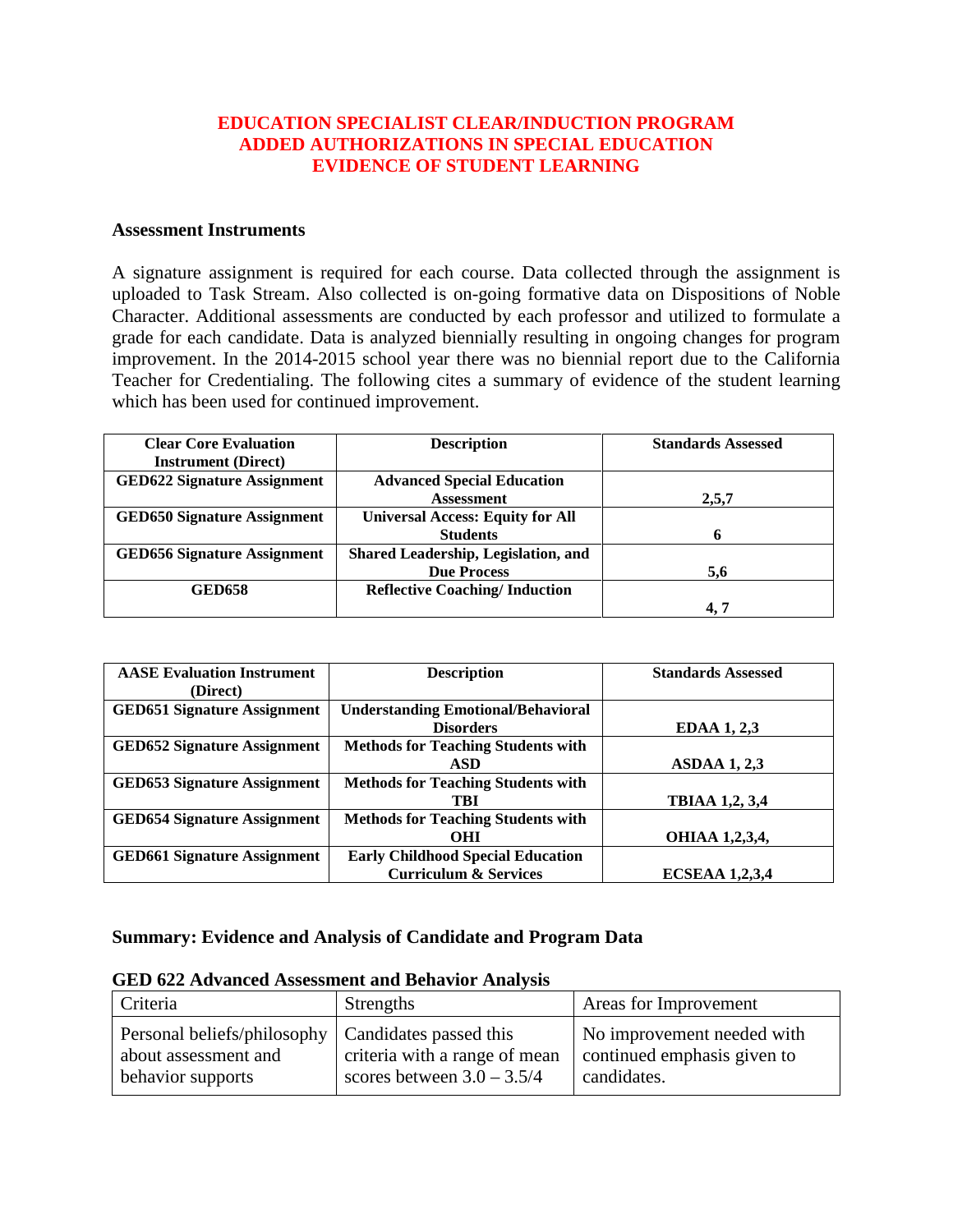# EDUCATION SPECIALIST CLEAR/INDUCTION PROGRAM
# ADDED AUTHORIZATIONS IN SPECIAL EDUCATION
# EVIDENCE OF STUDENT LEARNING

## Assessment Instruments

A signature assignment is required for each course. Data collected through the assignment is uploaded to Task Stream. Also collected is on-going formative data on Dispositions of Noble Character. Additional assessments are conducted by each professor and utilized to formulate a grade for each candidate. Data is analyzed biennially resulting in ongoing changes for program improvement. In the 2014-2015 school year there was no biennial report due to the California Teacher for Credentialing. The following cites a summary of evidence of the student learning which has been used for continued improvement.

| Clear Core Evaluation Instrument (Direct) | Description | Standards Assessed |
|---|---|---|
| GED622 Signature Assignment | Advanced Special Education Assessment | 2,5,7 |
| GED650 Signature Assignment | Universal Access: Equity for All Students | 6 |
| GED656 Signature Assignment | Shared Leadership, Legislation, and Due Process | 5,6 |
| GED658 | Reflective Coaching/ Induction | 4, 7 |

| AASE Evaluation Instrument (Direct) | Description | Standards Assessed |
|---|---|---|
| GED651 Signature Assignment | Understanding Emotional/Behavioral Disorders | EDAA 1, 2,3 |
| GED652 Signature Assignment | Methods for Teaching Students with ASD | ASDAA 1, 2,3 |
| GED653 Signature Assignment | Methods for Teaching Students with TBI | TBIAA 1,2, 3,4 |
| GED654 Signature Assignment | Methods for Teaching Students with OHI | OHIAA 1,2,3,4, |
| GED661 Signature Assignment | Early Childhood Special Education Curriculum & Services | ECSEAA 1,2,3,4 |

## Summary: Evidence and Analysis of Candidate and Program Data

### GED 622 Advanced Assessment and Behavior Analysis

| Criteria | Strengths | Areas for Improvement |
|---|---|---|
| Personal beliefs/philosophy about assessment and behavior supports | Candidates passed this criteria with a range of mean scores between 3.0 – 3.5/4 | No improvement needed with continued emphasis given to candidates. |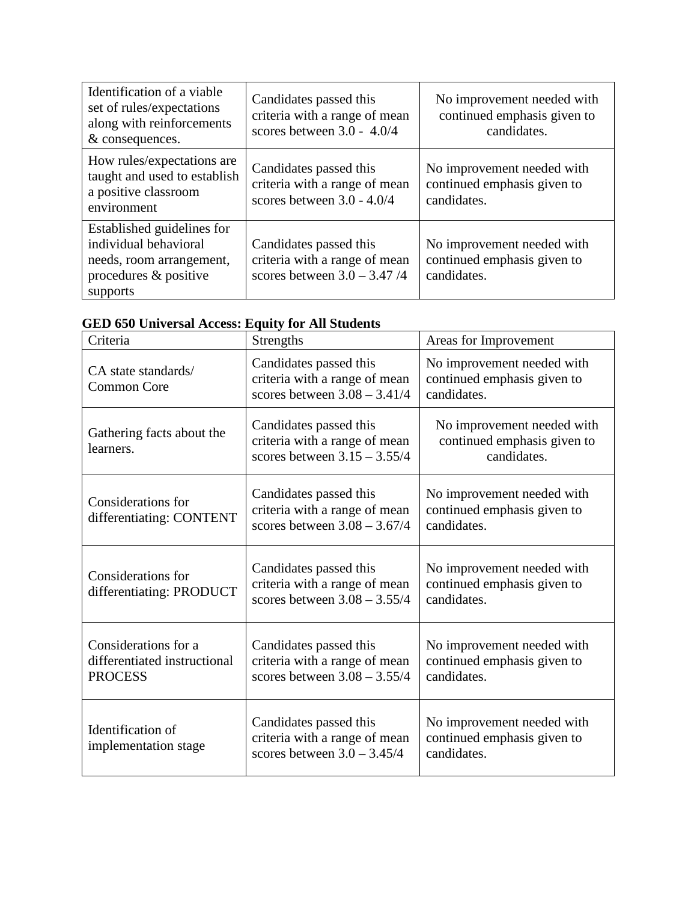| | | |
|---|---|---|
| Identification of a viable set of rules/expectations along with reinforcements & consequences. | Candidates passed this criteria with a range of mean scores between 3.0 - 4.0/4 | No improvement needed with continued emphasis given to candidates. |
| How rules/expectations are taught and used to establish a positive classroom environment | Candidates passed this criteria with a range of mean scores between 3.0 - 4.0/4 | No improvement needed with continued emphasis given to candidates. |
| Established guidelines for individual behavioral needs, room arrangement, procedures & positive supports | Candidates passed this criteria with a range of mean scores between 3.0 – 3.47 /4 | No improvement needed with continued emphasis given to candidates. |

**GED 650 Universal Access: Equity for All Students**

| Criteria | Strengths | Areas for Improvement |
|---|---|---|
| CA state standards/ Common Core | Candidates passed this criteria with a range of mean scores between 3.08 – 3.41/4 | No improvement needed with continued emphasis given to candidates. |
| Gathering facts about the learners. | Candidates passed this criteria with a range of mean scores between 3.15 – 3.55/4 | No improvement needed with continued emphasis given to candidates. |
| Considerations for differentiating: CONTENT | Candidates passed this criteria with a range of mean scores between 3.08 – 3.67/4 | No improvement needed with continued emphasis given to candidates. |
| Considerations for differentiating: PRODUCT | Candidates passed this criteria with a range of mean scores between 3.08 – 3.55/4 | No improvement needed with continued emphasis given to candidates. |
| Considerations for a differentiated instructional PROCESS | Candidates passed this criteria with a range of mean scores between 3.08 – 3.55/4 | No improvement needed with continued emphasis given to candidates. |
| Identification of implementation stage | Candidates passed this criteria with a range of mean scores between 3.0 – 3.45/4 | No improvement needed with continued emphasis given to candidates. |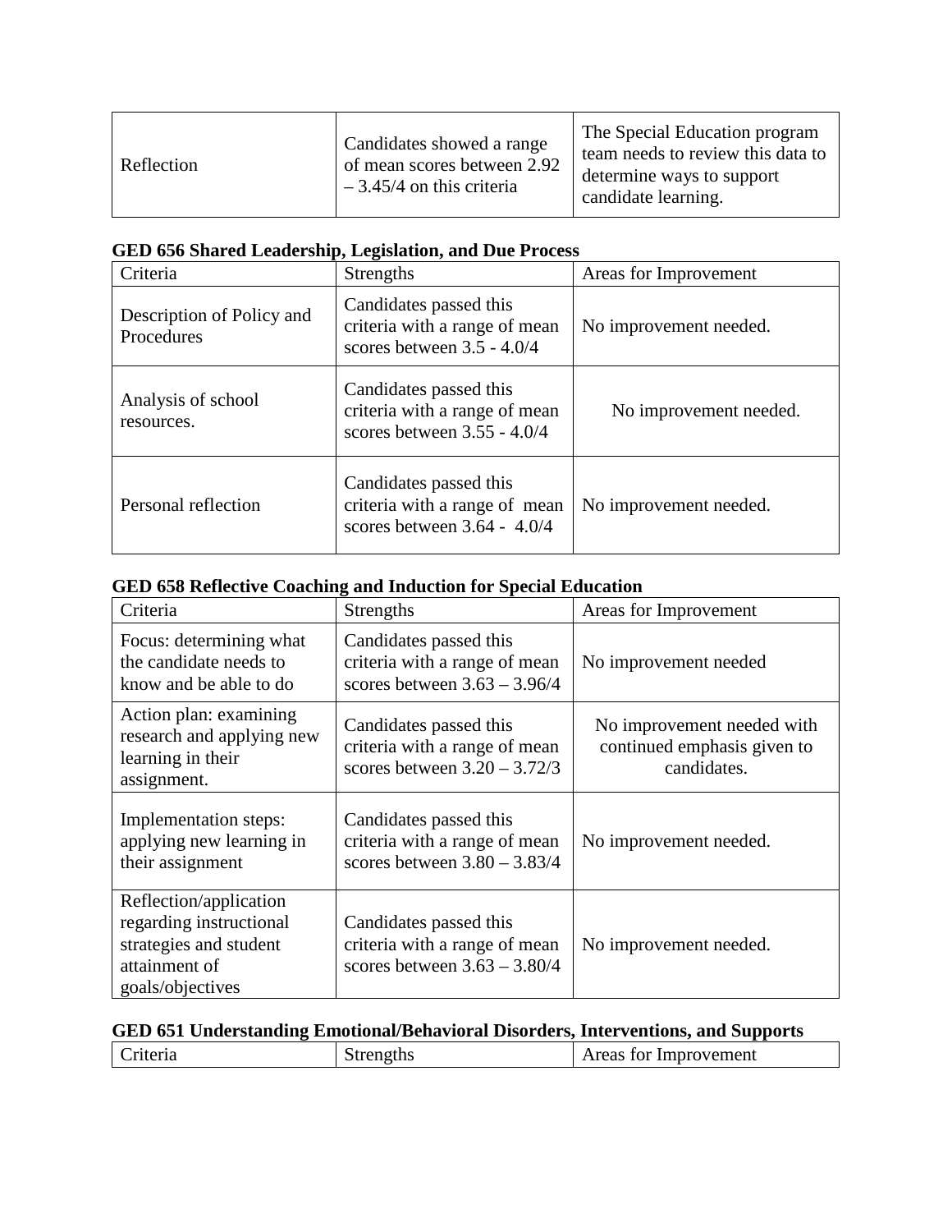| Reflection | Candidates showed a range of mean scores between 2.92 – 3.45/4 on this criteria | The Special Education program team needs to review this data to determine ways to support candidate learning. |
|---|---|---|

**GED 656 Shared Leadership, Legislation, and Due Process**

| Criteria | Strengths | Areas for Improvement |
|---|---|---|
| Description of Policy and Procedures | Candidates passed this criteria with a range of mean scores between 3.5 - 4.0/4 | No improvement needed. |
| Analysis of school resources. | Candidates passed this criteria with a range of mean scores between 3.55 - 4.0/4 | No improvement needed. |
| Personal reflection | Candidates passed this criteria with a range of mean scores between 3.64 - 4.0/4 | No improvement needed. |

**GED 658 Reflective Coaching and Induction for Special Education**

| Criteria | Strengths | Areas for Improvement |
|---|---|---|
| Focus: determining what the candidate needs to know and be able to do | Candidates passed this criteria with a range of mean scores between 3.63 – 3.96/4 | No improvement needed |
| Action plan: examining research and applying new learning in their assignment. | Candidates passed this criteria with a range of mean scores between 3.20 – 3.72/3 | No improvement needed with continued emphasis given to candidates. |
| Implementation steps: applying new learning in their assignment | Candidates passed this criteria with a range of mean scores between 3.80 – 3.83/4 | No improvement needed. |
| Reflection/application regarding instructional strategies and student attainment of goals/objectives | Candidates passed this criteria with a range of mean scores between 3.63 – 3.80/4 | No improvement needed. |

**GED 651 Understanding Emotional/Behavioral Disorders, Interventions, and Supports**

| Criteria | Strengths | Areas for Improvement |
|---|---|---|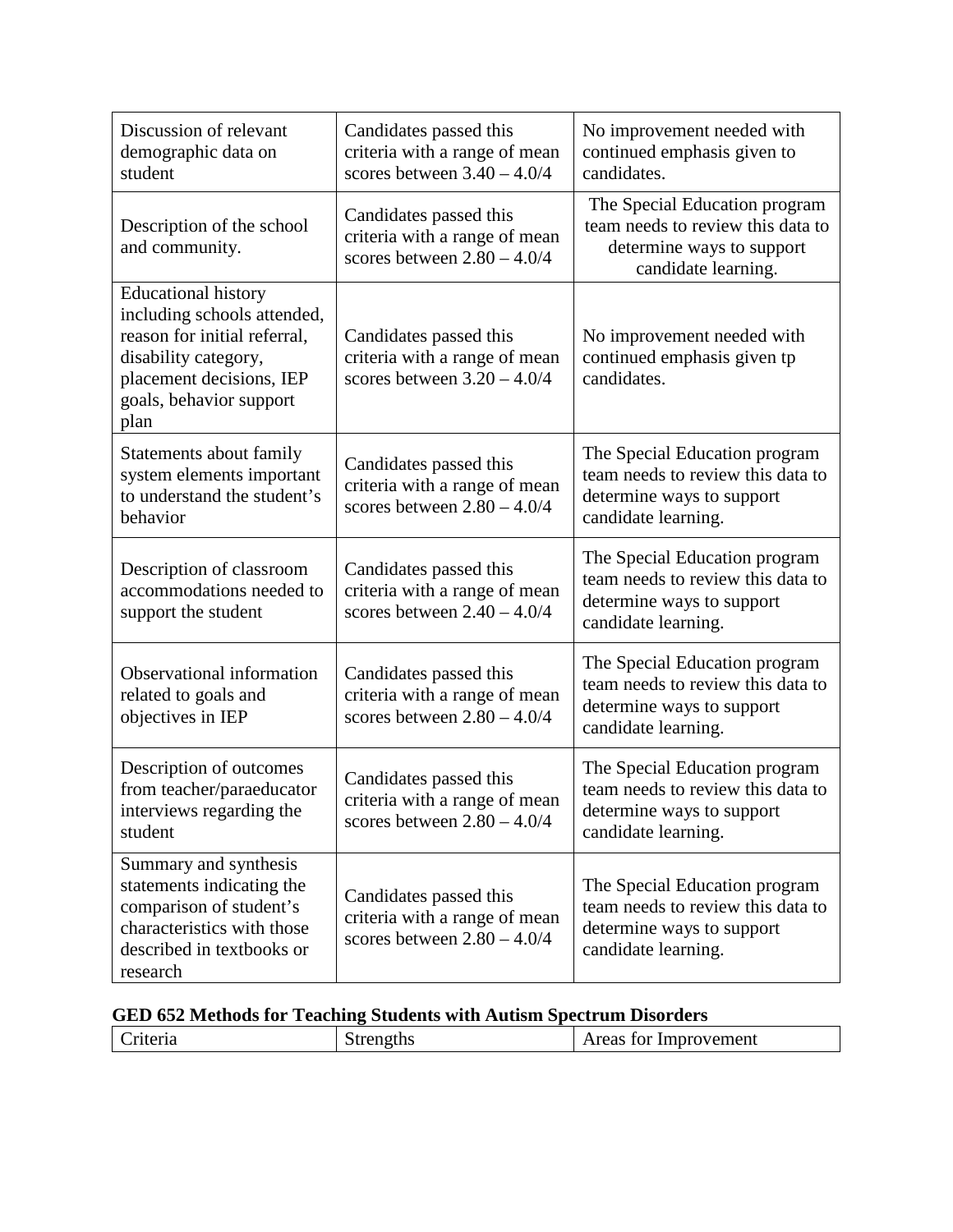| Discussion of relevant demographic data on student | Candidates passed this criteria with a range of mean scores between 3.40 – 4.0/4 | No improvement needed with continued emphasis given to candidates. |
| --- | --- | --- |
| Description of the school and community. | Candidates passed this criteria with a range of mean scores between 2.80 – 4.0/4 | The Special Education program team needs to review this data to determine ways to support candidate learning. |
| Educational history including schools attended, reason for initial referral, disability category, placement decisions, IEP goals, behavior support plan | Candidates passed this criteria with a range of mean scores between 3.20 – 4.0/4 | No improvement needed with continued emphasis given tp candidates. |
| Statements about family system elements important to understand the student's behavior | Candidates passed this criteria with a range of mean scores between 2.80 – 4.0/4 | The Special Education program team needs to review this data to determine ways to support candidate learning. |
| Description of classroom accommodations needed to support the student | Candidates passed this criteria with a range of mean scores between 2.40 – 4.0/4 | The Special Education program team needs to review this data to determine ways to support candidate learning. |
| Observational information related to goals and objectives in IEP | Candidates passed this criteria with a range of mean scores between 2.80 – 4.0/4 | The Special Education program team needs to review this data to determine ways to support candidate learning. |
| Description of outcomes from teacher/paraeducator interviews regarding the student | Candidates passed this criteria with a range of mean scores between 2.80 – 4.0/4 | The Special Education program team needs to review this data to determine ways to support candidate learning. |
| Summary and synthesis statements indicating the comparison of student's characteristics with those described in textbooks or research | Candidates passed this criteria with a range of mean scores between 2.80 – 4.0/4 | The Special Education program team needs to review this data to determine ways to support candidate learning. |

**GED 652 Methods for Teaching Students with Autism Spectrum Disorders**

| Criteria | Strengths | Areas for Improvement |
| --- | --- | --- |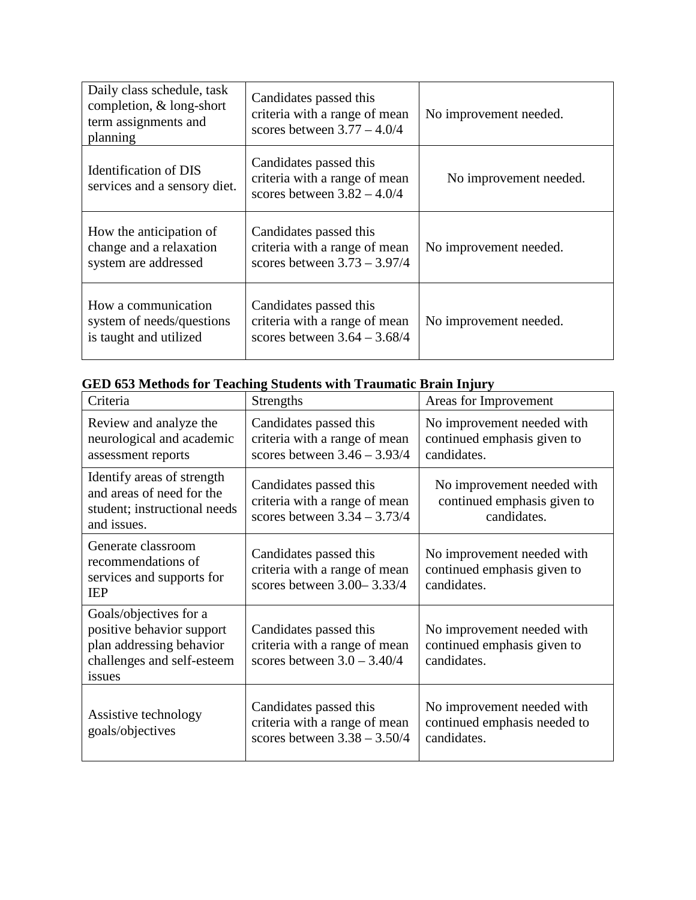| | | |
|---|---|---|
| Daily class schedule, task completion, & long-short term assignments and planning | Candidates passed this criteria with a range of mean scores between 3.77 – 4.0/4 | No improvement needed. |
| Identification of DIS services and a sensory diet. | Candidates passed this criteria with a range of mean scores between 3.82 – 4.0/4 | No improvement needed. |
| How the anticipation of change and a relaxation system are addressed | Candidates passed this criteria with a range of mean scores between 3.73 – 3.97/4 | No improvement needed. |
| How a communication system of needs/questions is taught and utilized | Candidates passed this criteria with a range of mean scores between 3.64 – 3.68/4 | No improvement needed. |

**GED 653 Methods for Teaching Students with Traumatic Brain Injury**

| Criteria | Strengths | Areas for Improvement |
|---|---|---|
| Review and analyze the neurological and academic assessment reports | Candidates passed this criteria with a range of mean scores between 3.46 – 3.93/4 | No improvement needed with continued emphasis given to candidates. |
| Identify areas of strength and areas of need for the student; instructional needs and issues. | Candidates passed this criteria with a range of mean scores between 3.34 – 3.73/4 | No improvement needed with continued emphasis given to candidates. |
| Generate classroom recommendations of services and supports for IEP | Candidates passed this criteria with a range of mean scores between 3.00– 3.33/4 | No improvement needed with continued emphasis given to candidates. |
| Goals/objectives for a positive behavior support plan addressing behavior challenges and self-esteem issues | Candidates passed this criteria with a range of mean scores between 3.0 – 3.40/4 | No improvement needed with continued emphasis given to candidates. |
| Assistive technology goals/objectives | Candidates passed this criteria with a range of mean scores between 3.38 – 3.50/4 | No improvement needed with continued emphasis needed to candidates. |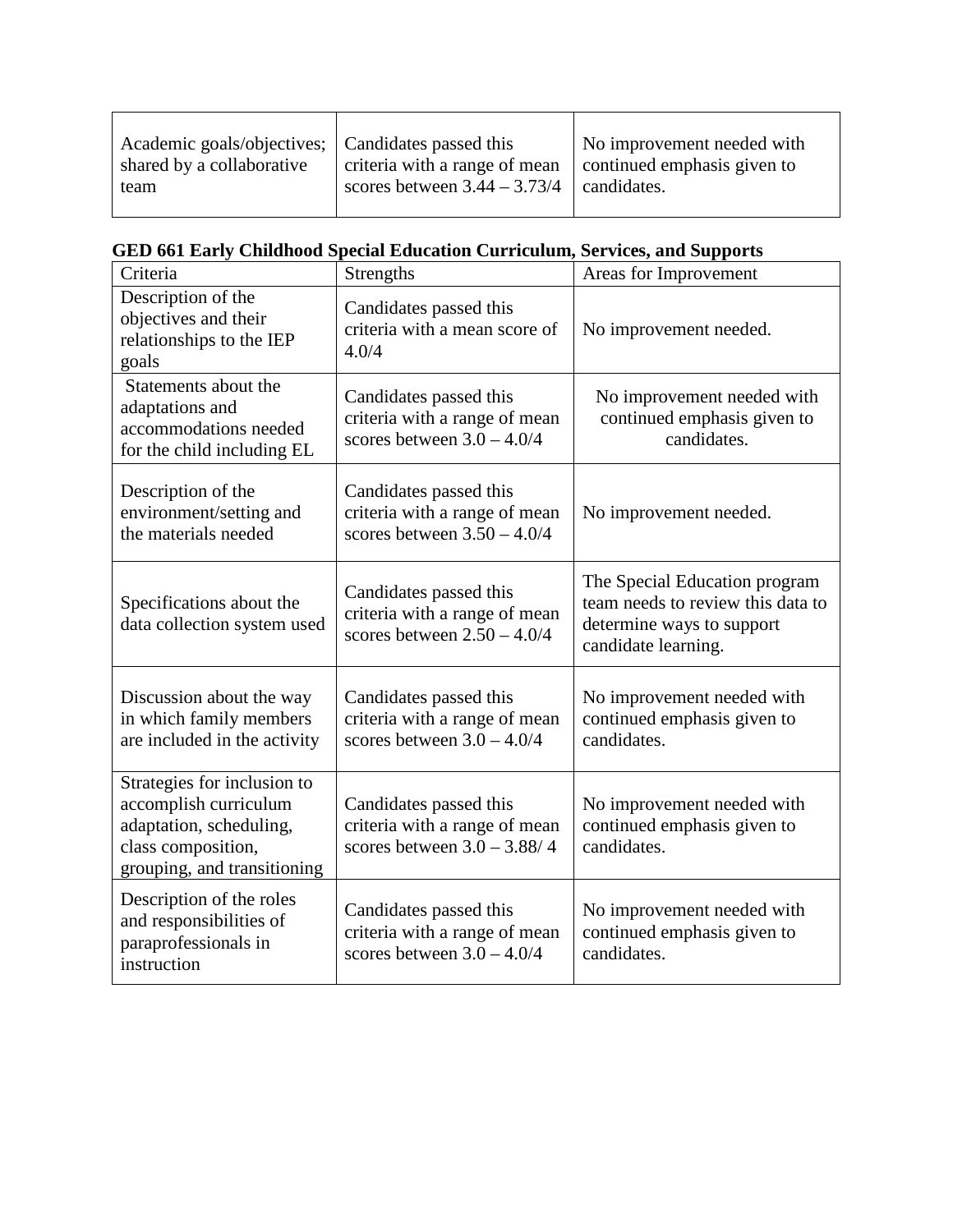| | | |
|---|---|---|
| Academic goals/objectives; shared by a collaborative team | Candidates passed this criteria with a range of mean scores between 3.44 – 3.73/4 | No improvement needed with continued emphasis given to candidates. |

**GED 661 Early Childhood Special Education Curriculum, Services, and Supports**

| Criteria | Strengths | Areas for Improvement |
|---|---|---|
| Description of the objectives and their relationships to the IEP goals | Candidates passed this criteria with a mean score of 4.0/4 | No improvement needed. |
| Statements about the adaptations and accommodations needed for the child including EL | Candidates passed this criteria with a range of mean scores between 3.0 – 4.0/4 | No improvement needed with continued emphasis given to candidates. |
| Description of the environment/setting and the materials needed | Candidates passed this criteria with a range of mean scores between 3.50 – 4.0/4 | No improvement needed. |
| Specifications about the data collection system used | Candidates passed this criteria with a range of mean scores between 2.50 – 4.0/4 | The Special Education program team needs to review this data to determine ways to support candidate learning. |
| Discussion about the way in which family members are included in the activity | Candidates passed this criteria with a range of mean scores between 3.0 – 4.0/4 | No improvement needed with continued emphasis given to candidates. |
| Strategies for inclusion to accomplish curriculum adaptation, scheduling, class composition, grouping, and transitioning | Candidates passed this criteria with a range of mean scores between 3.0 – 3.88/ 4 | No improvement needed with continued emphasis given to candidates. |
| Description of the roles and responsibilities of paraprofessionals in instruction | Candidates passed this criteria with a range of mean scores between 3.0 – 4.0/4 | No improvement needed with continued emphasis given to candidates. |